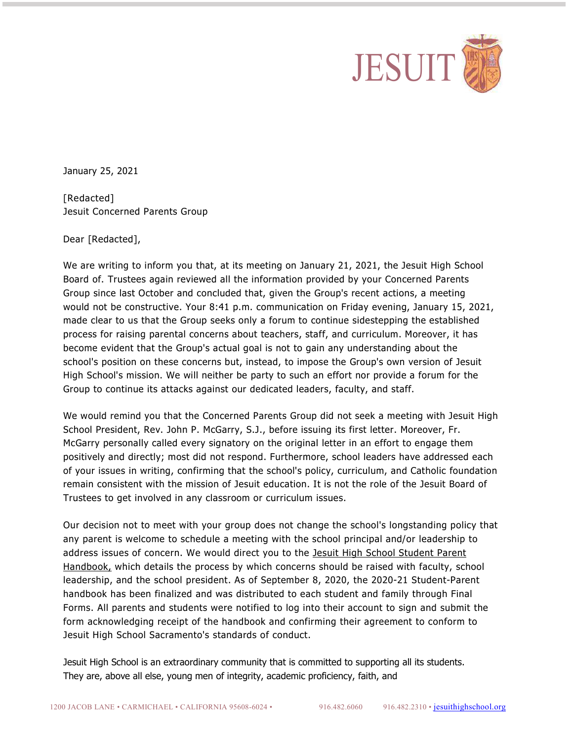JESUIT

January 25, 2021

[Redacted]
Jesuit Concerned Parents Group

Dear [Redacted],

We are writing to inform you that, at its meeting on January 21, 2021, the Jesuit High School Board of. Trustees again reviewed all the information provided by your Concerned Parents Group since last October and concluded that, given the Group's recent actions, a meeting would not be constructive. Your 8:41 p.m. communication on Friday evening, January 15, 2021, made clear to us that the Group seeks only a forum to continue sidestepping the established process for raising parental concerns about teachers, staff, and curriculum. Moreover, it has become evident that the Group's actual goal is not to gain any understanding about the school's position on these concerns but, instead, to impose the Group's own version of Jesuit High School's mission. We will neither be party to such an effort nor provide a forum for the Group to continue its attacks against our dedicated leaders, faculty, and staff.

We would remind you that the Concerned Parents Group did not seek a meeting with Jesuit High School President, Rev. John P. McGarry, S.J., before issuing its first letter. Moreover, Fr. McGarry personally called every signatory on the original letter in an effort to engage them positively and directly; most did not respond. Furthermore, school leaders have addressed each of your issues in writing, confirming that the school's policy, curriculum, and Catholic foundation remain consistent with the mission of Jesuit education. It is not the role of the Jesuit Board of Trustees to get involved in any classroom or curriculum issues.

Our decision not to meet with your group does not change the school's longstanding policy that any parent is welcome to schedule a meeting with the school principal and/or leadership to address issues of concern. We would direct you to the Jesuit High School Student Parent Handbook, which details the process by which concerns should be raised with faculty, school leadership, and the school president. As of September 8, 2020, the 2020-21 Student-Parent handbook has been finalized and was distributed to each student and family through Final Forms. All parents and students were notified to log into their account to sign and submit the form acknowledging receipt of the handbook and confirming their agreement to conform to Jesuit High School Sacramento's standards of conduct.

Jesuit High School is an extraordinary community that is committed to supporting all its students. They are, above all else, young men of integrity, academic proficiency, faith, and

1200 JACOB LANE • CARMICHAEL • CALIFORNIA 95608-6024 • 916.482.6060 916.482.2310 • jesuithighschool.org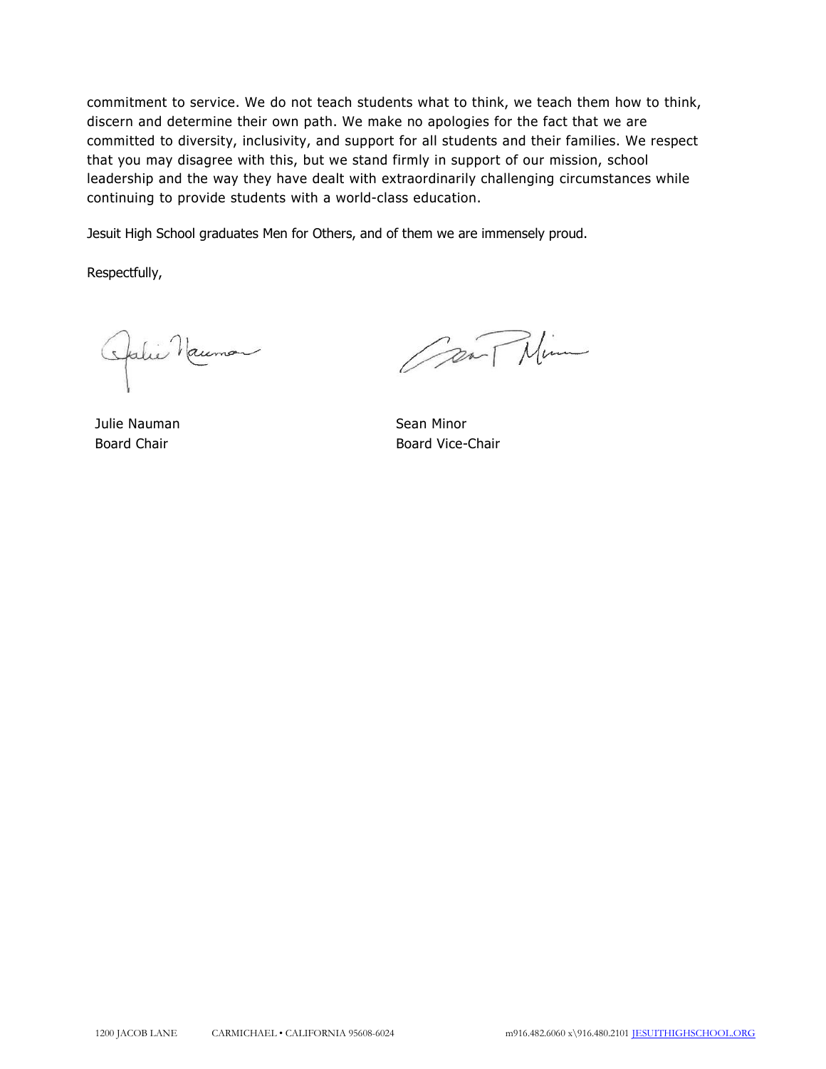commitment to service. We do not teach students what to think, we teach them how to think, discern and determine their own path. We make no apologies for the fact that we are committed to diversity, inclusivity, and support for all students and their families. We respect that you may disagree with this, but we stand firmly in support of our mission, school leadership and the way they have dealt with extraordinarily challenging circumstances while continuing to provide students with a world-class education.

Jesuit High School graduates Men for Others, and of them we are immensely proud.

Respectfully,

Julie Nauman
Board Chair

Sean Minor
Board Vice-Chair

1200 JACOB LANE CARMICHAEL • CALIFORNIA 95608-6024 m916.482.6060 x\916.480.2101 JESUITHIGHSCHOOL.ORG